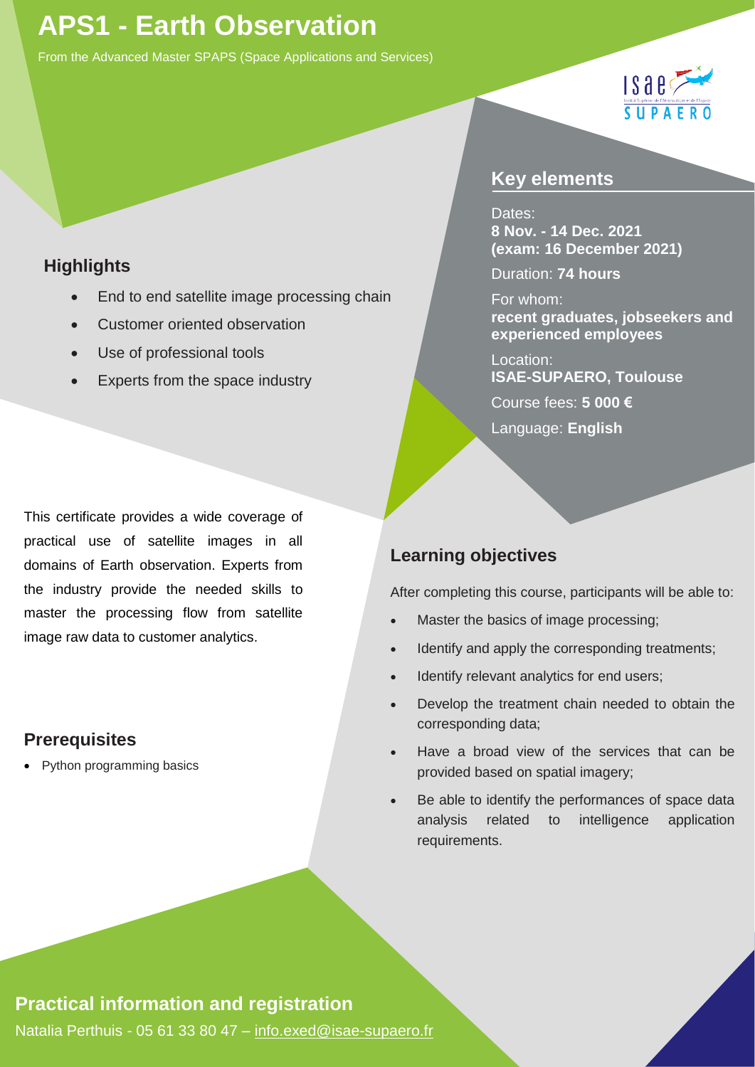# APS1 - Earth Observation

From the Advanced Master SPAPS (Space Applications and Services)

## Highlights

- End to end satellite image processing chain
- Customer oriented observation
- Use of professional tools
- Experts from the space industry

## Key elements

Dates:
**8 Nov. - 14 Dec. 2021**
**(exam: 16 December 2021)**

Duration: **74 hours**

For whom:
**recent graduates, jobseekers and experienced employees**

Location:
**ISAE-SUPAERO, Toulouse**

Course fees: **5 000 €**

Language: **English**

This certificate provides a wide coverage of practical use of satellite images in all domains of Earth observation. Experts from the industry provide the needed skills to master the processing flow from satellite image raw data to customer analytics.

## Learning objectives

After completing this course, participants will be able to:

- Master the basics of image processing;
- Identify and apply the corresponding treatments;
- Identify relevant analytics for end users;
- Develop the treatment chain needed to obtain the corresponding data;
- Have a broad view of the services that can be provided based on spatial imagery;
- Be able to identify the performances of space data analysis related to intelligence application requirements.

## Prerequisites

- Python programming basics

## Practical information and registration

Natalia Perthuis - 05 61 33 80 47 – info.exed@isae-supaero.fr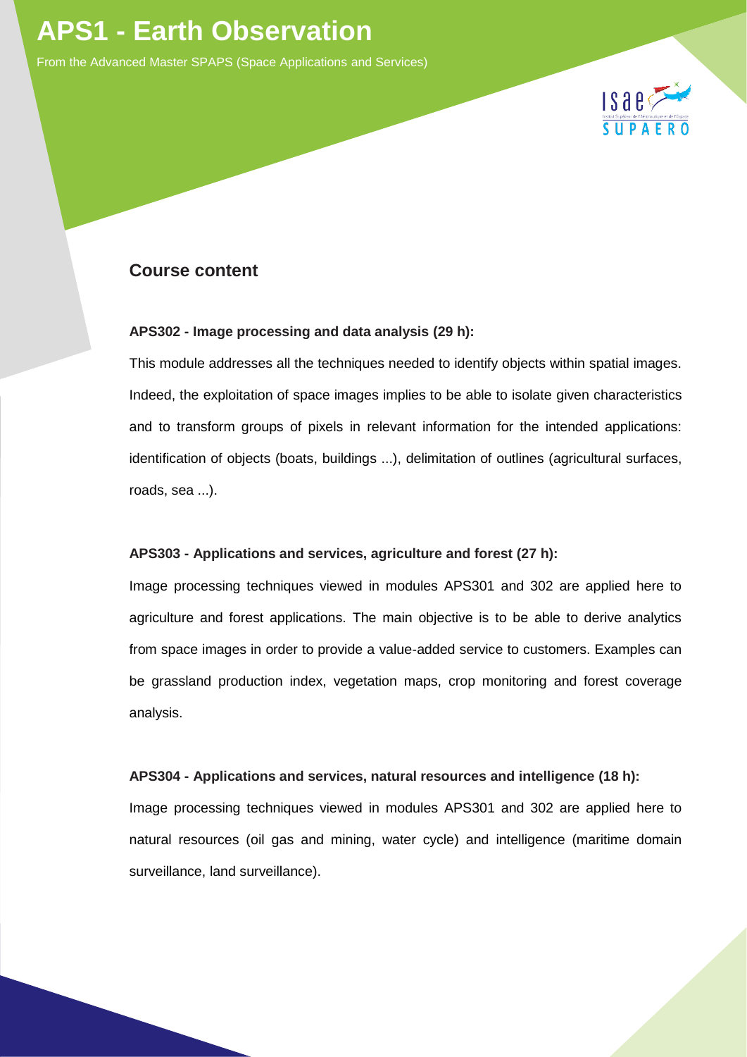# APS1 - Earth Observation

From the Advanced Master SPAPS (Space Applications and Services)

## Course content

**APS302 - Image processing and data analysis (29 h):**

This module addresses all the techniques needed to identify objects within spatial images. Indeed, the exploitation of space images implies to be able to isolate given characteristics and to transform groups of pixels in relevant information for the intended applications: identification of objects (boats, buildings ...), delimitation of outlines (agricultural surfaces, roads, sea ...).

**APS303 - Applications and services, agriculture and forest (27 h):**

Image processing techniques viewed in modules APS301 and 302 are applied here to agriculture and forest applications. The main objective is to be able to derive analytics from space images in order to provide a value-added service to customers. Examples can be grassland production index, vegetation maps, crop monitoring and forest coverage analysis.

**APS304 - Applications and services, natural resources and intelligence (18 h):**

Image processing techniques viewed in modules APS301 and 302 are applied here to natural resources (oil gas and mining, water cycle) and intelligence (maritime domain surveillance, land surveillance).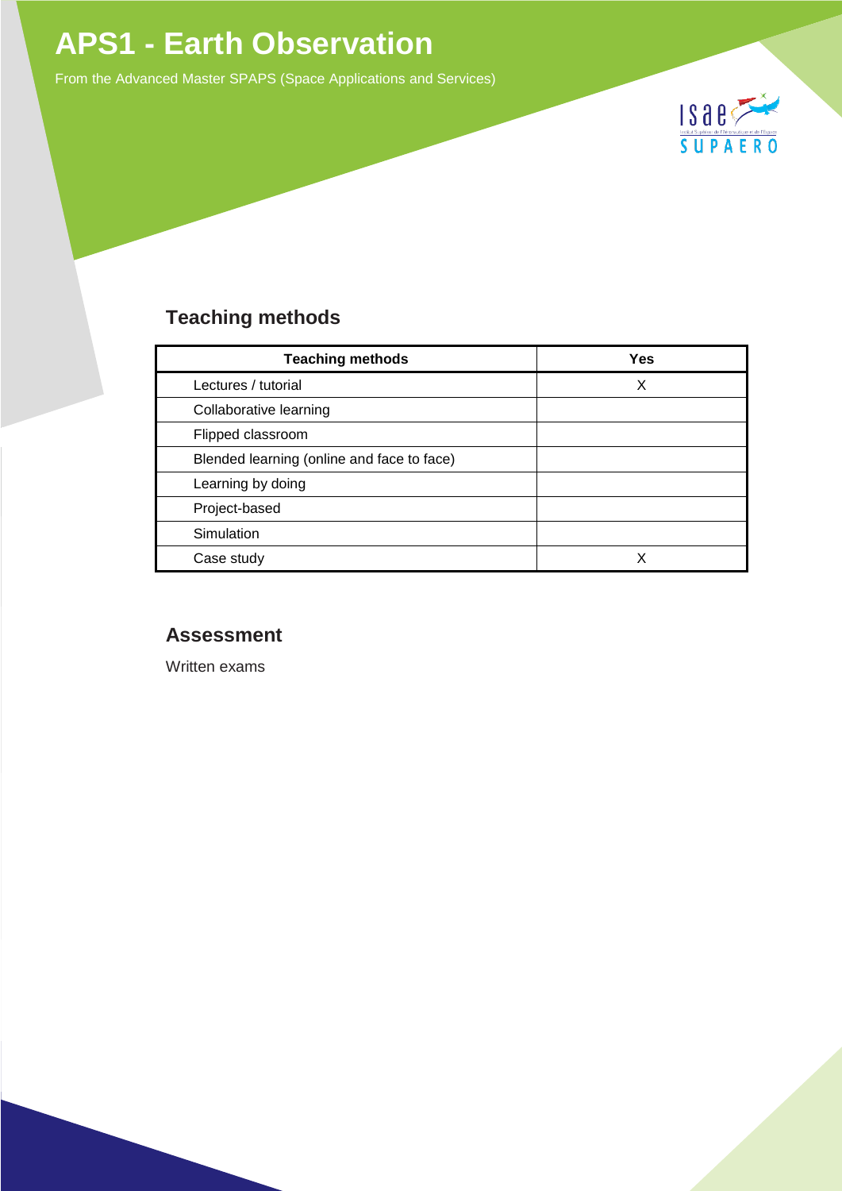# APS1 - Earth Observation

From the Advanced Master SPAPS (Space Applications and Services)

## Teaching methods

| Teaching methods | Yes |
|---|---|
| Lectures / tutorial | X |
| Collaborative learning | |
| Flipped classroom | |
| Blended learning (online and face to face) | |
| Learning by doing | |
| Project-based | |
| Simulation | |
| Case study | X |

## Assessment

Written exams